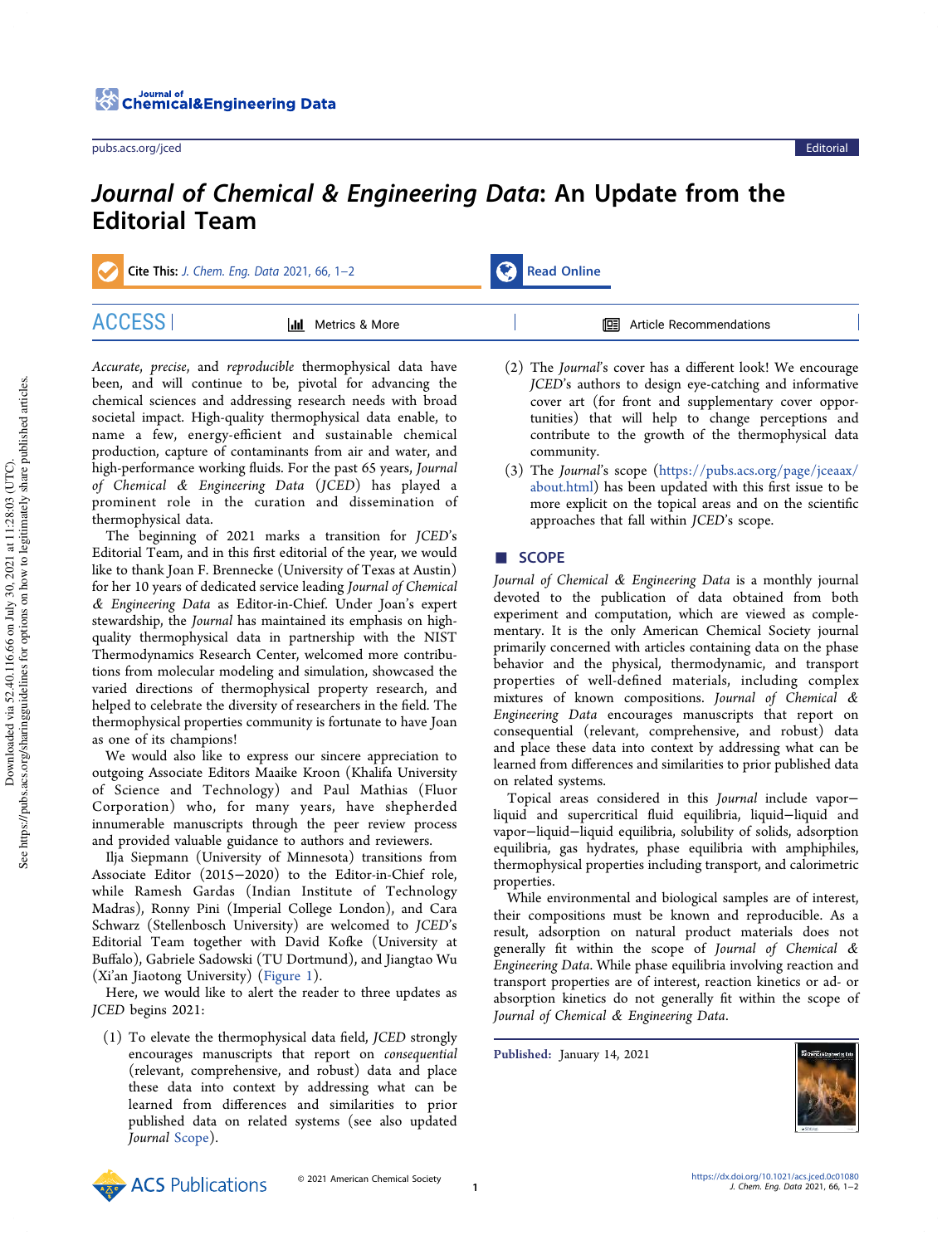# *Journal of Chemical & Engineering Data*: An Update from the Editorial Team

*Accurate*, *precise*, and *reproducible* thermophysical data have been, and will continue to be, pivotal for advancing the chemical sciences and addressing research needs with broad societal impact. High-quality thermophysical data enable, to name a few, energy-efficient and sustainable chemical production, capture of contaminants from air and water, and high-performance working fluids. For the past 65 years, *Journal of Chemical & Engineering Data* (*JCED*) has played a prominent role in the curation and dissemination of thermophysical data.

The beginning of 2021 marks a transition for *JCED*'s Editorial Team, and in this first editorial of the year, we would like to thank Joan F. Brennecke (University of Texas at Austin) for her 10 years of dedicated service leading *Journal of Chemical & Engineering Data* as Editor-in-Chief. Under Joan's expert stewardship, the *Journal* has maintained its emphasis on high-quality thermophysical data in partnership with the NIST Thermodynamics Research Center, welcomed more contributions from molecular modeling and simulation, showcased the varied directions of thermophysical property research, and helped to celebrate the diversity of researchers in the field. The thermophysical properties community is fortunate to have Joan as one of its champions!

We would also like to express our sincere appreciation to outgoing Associate Editors Maaike Kroon (Khalifa University of Science and Technology) and Paul Mathias (Fluor Corporation) who, for many years, have shepherded innumerable manuscripts through the peer review process and provided valuable guidance to authors and reviewers.

Ilja Siepmann (University of Minnesota) transitions from Associate Editor (2015−2020) to the Editor-in-Chief role, while Ramesh Gardas (Indian Institute of Technology Madras), Ronny Pini (Imperial College London), and Cara Schwarz (Stellenbosch University) are welcomed to *JCED*'s Editorial Team together with David Kofke (University at Buffalo), Gabriele Sadowski (TU Dortmund), and Jiangtao Wu (Xi'an Jiaotong University) (Figure 1).

Here, we would like to alert the reader to three updates as *JCED* begins 2021:

1. To elevate the thermophysical data field, *JCED* strongly encourages manuscripts that report on *consequential* (relevant, comprehensive, and robust) data and place these data into context by addressing what can be learned from differences and similarities to prior published data on related systems (see also updated *Journal* Scope).
2. The *Journal*'s cover has a different look! We encourage *JCED*'s authors to design eye-catching and informative cover art (for front and supplementary cover opportunities) that will help to change perceptions and contribute to the growth of the thermophysical data community.
3. The *Journal*'s scope (https://pubs.acs.org/page/jceaax/about.html) has been updated with this first issue to be more explicit on the topical areas and on the scientific approaches that fall within *JCED*'s scope.

## SCOPE

*Journal of Chemical & Engineering Data* is a monthly journal devoted to the publication of data obtained from both experiment and computation, which are viewed as complementary. It is the only American Chemical Society journal primarily concerned with articles containing data on the phase behavior and the physical, thermodynamic, and transport properties of well-defined materials, including complex mixtures of known compositions. *Journal of Chemical & Engineering Data* encourages manuscripts that report on consequential (relevant, comprehensive, and robust) data and place these data into context by addressing what can be learned from differences and similarities to prior published data on related systems.

Topical areas considered in this *Journal* include vapor−liquid and supercritical fluid equilibria, liquid−liquid and vapor−liquid−liquid equilibria, solubility of solids, adsorption equilibria, gas hydrates, phase equilibria with amphiphiles, thermophysical properties including transport, and calorimetric properties.

While environmental and biological samples are of interest, their compositions must be known and reproducible. As a result, adsorption on natural product materials does not generally fit within the scope of *Journal of Chemical & Engineering Data*. While phase equilibria involving reaction and transport properties are of interest, reaction kinetics or ad- or absorption kinetics do not generally fit within the scope of *Journal of Chemical & Engineering Data*.

**Published:** January 14, 2021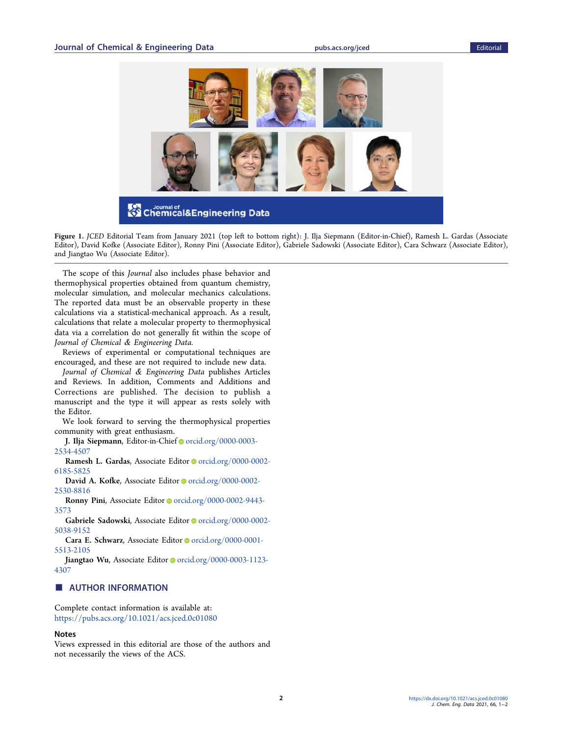Figure 1. *JCED* Editorial Team from January 2021 (top left to bottom right): J. Ilja Siepmann (Editor-in-Chief), Ramesh L. Gardas (Associate Editor), David Kofke (Associate Editor), Ronny Pini (Associate Editor), Gabriele Sadowski (Associate Editor), Cara Schwarz (Associate Editor), and Jiangtao Wu (Associate Editor).

The scope of this *Journal* also includes phase behavior and thermophysical properties obtained from quantum chemistry, molecular simulation, and molecular mechanics calculations. The reported data must be an observable property in these calculations via a statistical-mechanical approach. As a result, calculations that relate a molecular property to thermophysical data via a correlation do not generally fit within the scope of *Journal of Chemical & Engineering Data.*

Reviews of experimental or computational techniques are encouraged, and these are not required to include new data.

*Journal of Chemical & Engineering Data* publishes Articles and Reviews. In addition, Comments and Additions and Corrections are published. The decision to publish a manuscript and the type it will appear as rests solely with the Editor.

We look forward to serving the thermophysical properties community with great enthusiasm.

**J. Ilja Siepmann**, Editor-in-Chief orcid.org/0000-0003-2534-4507

**Ramesh L. Gardas**, Associate Editor orcid.org/0000-0002-6185-5825

**David A. Kofke**, Associate Editor orcid.org/0000-0002-2530-8816

**Ronny Pini**, Associate Editor orcid.org/0000-0002-9443-3573

**Gabriele Sadowski**, Associate Editor orcid.org/0000-0002-5038-9152

**Cara E. Schwarz**, Associate Editor orcid.org/0000-0001-5513-2105

**Jiangtao Wu**, Associate Editor orcid.org/0000-0003-1123-4307

## AUTHOR INFORMATION

Complete contact information is available at:
https://pubs.acs.org/10.1021/acs.jced.0c01080

### Notes

Views expressed in this editorial are those of the authors and not necessarily the views of the ACS.